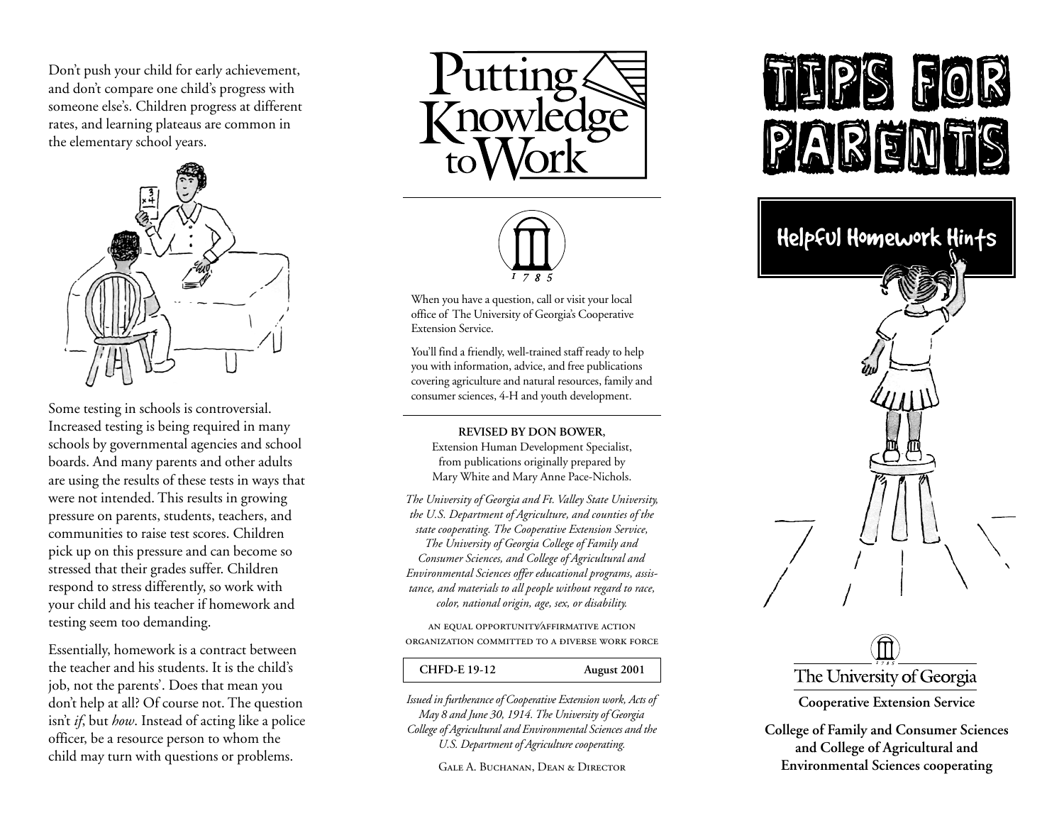Don't push your child for early achievement, and don't compare one child's progress with someone else's. Children progress at different rates, and learning plateaus are common in the elementary school years.

Some testing in schools is controversial. Increased testing is being required in many schools by governmental agencies and school boards. And many parents and other adults are using the results of these tests in ways that were not intended. This results in growing pressure on parents, students, teachers, and communities to raise test scores. Children pick up on this pressure and can become so stressed that their grades suffer. Children respond to stress differently, so work with your child and his teacher if homework and testing seem too demanding.

Essentially, homework is a contract between the teacher and his students. It is the child's job, not the parents'. Does that mean you don't help at all? Of course not. The question isn't *if*, but *how*. Instead of acting like a police officer, be a resource person to whom the child may turn with questions or problems.

Putting Knowledge to Work

1785

When you have a question, call or visit your local office of The University of Georgia's Cooperative Extension Service.

You'll find a friendly, well-trained staff ready to help you with information, advice, and free publications covering agriculture and natural resources, family and consumer sciences, 4-H and youth development.

**REVISED BY DON BOWER,**
Extension Human Development Specialist,
from publications originally prepared by
Mary White and Mary Anne Pace-Nichols.

*The University of Georgia and Ft. Valley State University, the U.S. Department of Agriculture, and counties of the state cooperating. The Cooperative Extension Service, The University of Georgia College of Family and Consumer Sciences, and College of Agricultural and Environmental Sciences offer educational programs, assistance, and materials to all people without regard to race, color, national origin, age, sex, or disability.*

AN EQUAL OPPORTUNITY/AFFIRMATIVE ACTION ORGANIZATION COMMITTED TO A DIVERSE WORK FORCE

**CHFD-E 19-12** **August 2001**

*Issued in furtherance of Cooperative Extension work, Acts of May 8 and June 30, 1914. The University of Georgia College of Agricultural and Environmental Sciences and the U.S. Department of Agriculture cooperating.*

GALE A. BUCHANAN, DEAN & DIRECTOR

# TIPS FOR PARENTS

## Helpful Homework Hints

The University of Georgia

**Cooperative Extension Service**

**College of Family and Consumer Sciences and College of Agricultural and Environmental Sciences cooperating**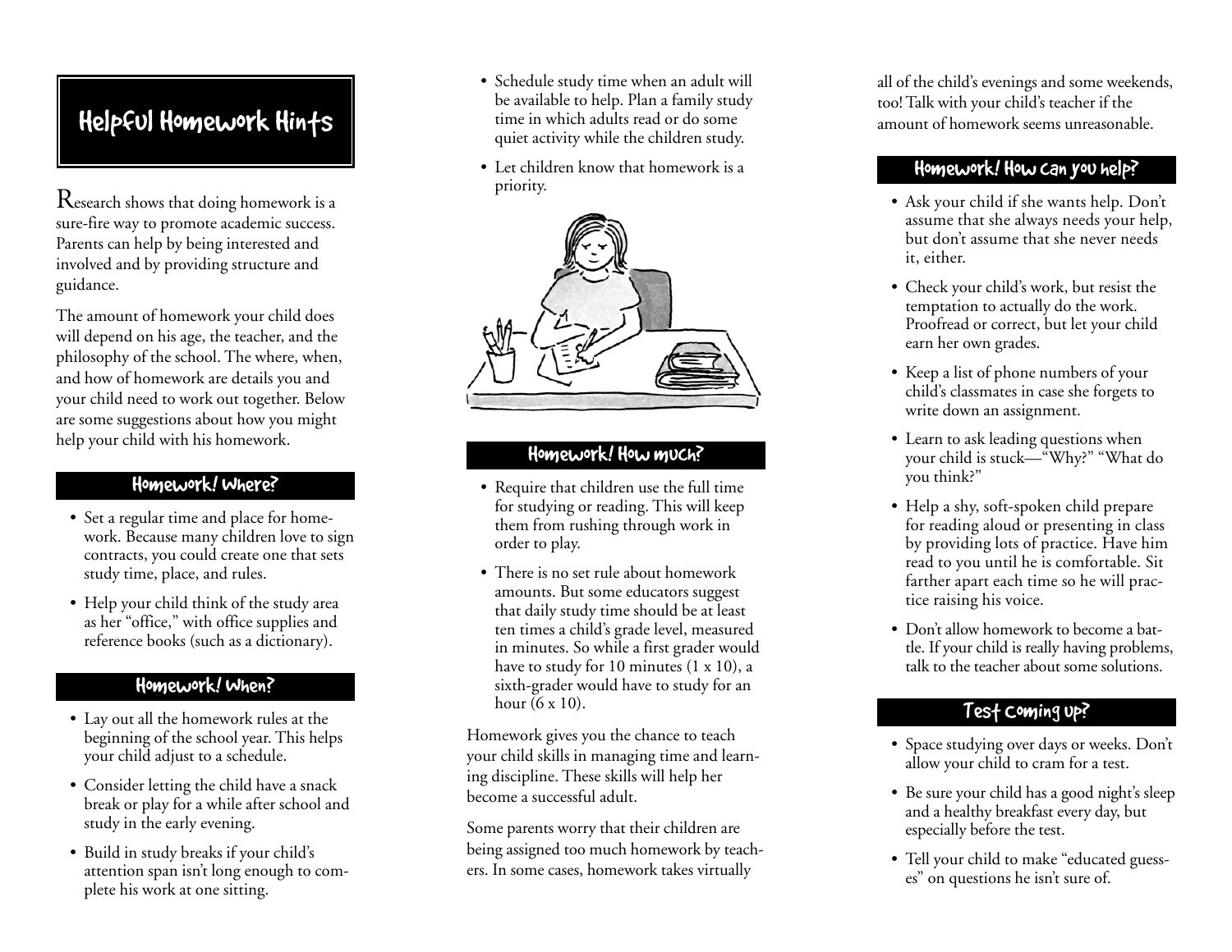# Helpful Homework Hints

Research shows that doing homework is a sure-fire way to promote academic success. Parents can help by being interested and involved and by providing structure and guidance.

The amount of homework your child does will depend on his age, the teacher, and the philosophy of the school. The where, when, and how of homework are details you and your child need to work out together. Below are some suggestions about how you might help your child with his homework.

## Homework! Where?

- Set a regular time and place for homework. Because many children love to sign contracts, you could create one that sets study time, place, and rules.
- Help your child think of the study area as her "office," with office supplies and reference books (such as a dictionary).

## Homework! When?

- Lay out all the homework rules at the beginning of the school year. This helps your child adjust to a schedule.
- Consider letting the child have a snack break or play for a while after school and study in the early evening.
- Build in study breaks if your child's attention span isn't long enough to complete his work at one sitting.
- Schedule study time when an adult will be available to help. Plan a family study time in which adults read or do some quiet activity while the children study.
- Let children know that homework is a priority.

## Homework! How much?

- Require that children use the full time for studying or reading. This will keep them from rushing through work in order to play.
- There is no set rule about homework amounts. But some educators suggest that daily study time should be at least ten times a child's grade level, measured in minutes. So while a first grader would have to study for 10 minutes (1 x 10), a sixth-grader would have to study for an hour (6 x 10).

Homework gives you the chance to teach your child skills in managing time and learning discipline. These skills will help her become a successful adult.

Some parents worry that their children are being assigned too much homework by teachers. In some cases, homework takes virtually all of the child's evenings and some weekends, too! Talk with your child's teacher if the amount of homework seems unreasonable.

## Homework! How can you help?

- Ask your child if she wants help. Don't assume that she always needs your help, but don't assume that she never needs it, either.
- Check your child's work, but resist the temptation to actually do the work. Proofread or correct, but let your child earn her own grades.
- Keep a list of phone numbers of your child's classmates in case she forgets to write down an assignment.
- Learn to ask leading questions when your child is stuck—"Why?" "What do you think?"
- Help a shy, soft-spoken child prepare for reading aloud or presenting in class by providing lots of practice. Have him read to you until he is comfortable. Sit farther apart each time so he will practice raising his voice.
- Don't allow homework to become a battle. If your child is really having problems, talk to the teacher about some solutions.

## Test coming up?

- Space studying over days or weeks. Don't allow your child to cram for a test.
- Be sure your child has a good night's sleep and a healthy breakfast every day, but especially before the test.
- Tell your child to make "educated guesses" on questions he isn't sure of.